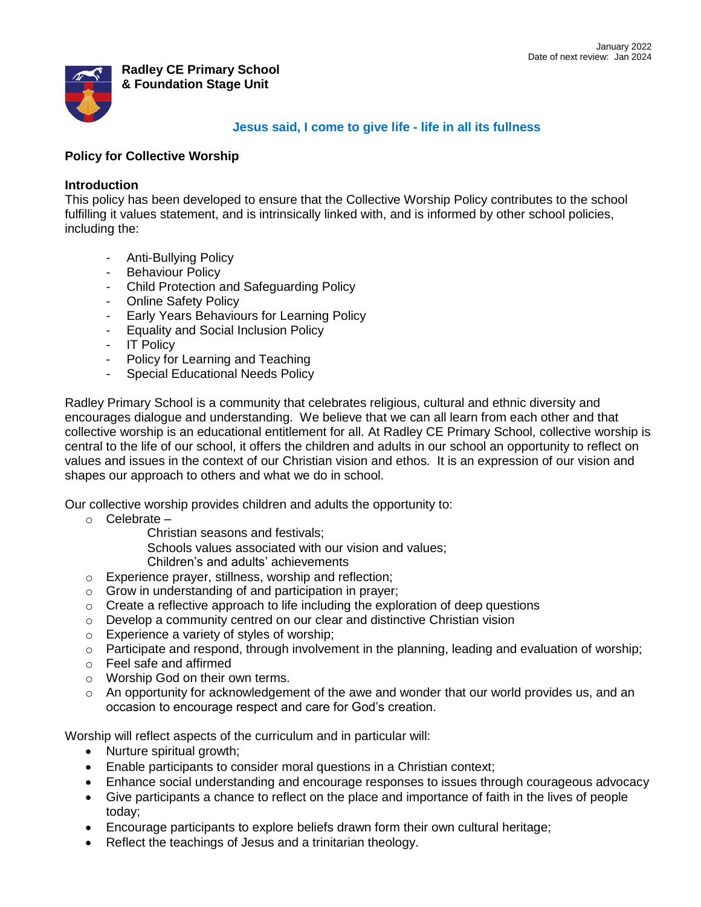January 2022
Date of next review: Jan 2024

**Radley CE Primary School**
**& Foundation Stage Unit**

**Jesus said, I come to give life - life in all its fullness**

## Policy for Collective Worship

### Introduction

This policy has been developed to ensure that the Collective Worship Policy contributes to the school fulfilling it values statement, and is intrinsically linked with, and is informed by other school policies, including the:

- Anti-Bullying Policy
- Behaviour Policy
- Child Protection and Safeguarding Policy
- Online Safety Policy
- Early Years Behaviours for Learning Policy
- Equality and Social Inclusion Policy
- IT Policy
- Policy for Learning and Teaching
- Special Educational Needs Policy

Radley Primary School is a community that celebrates religious, cultural and ethnic diversity and encourages dialogue and understanding. We believe that we can all learn from each other and that collective worship is an educational entitlement for all. At Radley CE Primary School, collective worship is central to the life of our school, it offers the children and adults in our school an opportunity to reflect on values and issues in the context of our Christian vision and ethos. It is an expression of our vision and shapes our approach to others and what we do in school.

Our collective worship provides children and adults the opportunity to:

- Celebrate –
  - Christian seasons and festivals;
  - Schools values associated with our vision and values;
  - Children's and adults' achievements
- Experience prayer, stillness, worship and reflection;
- Grow in understanding of and participation in prayer;
- Create a reflective approach to life including the exploration of deep questions
- Develop a community centred on our clear and distinctive Christian vision
- Experience a variety of styles of worship;
- Participate and respond, through involvement in the planning, leading and evaluation of worship;
- Feel safe and affirmed
- Worship God on their own terms.
- An opportunity for acknowledgement of the awe and wonder that our world provides us, and an occasion to encourage respect and care for God's creation.

Worship will reflect aspects of the curriculum and in particular will:

- Nurture spiritual growth;
- Enable participants to consider moral questions in a Christian context;
- Enhance social understanding and encourage responses to issues through courageous advocacy
- Give participants a chance to reflect on the place and importance of faith in the lives of people today;
- Encourage participants to explore beliefs drawn form their own cultural heritage;
- Reflect the teachings of Jesus and a trinitarian theology.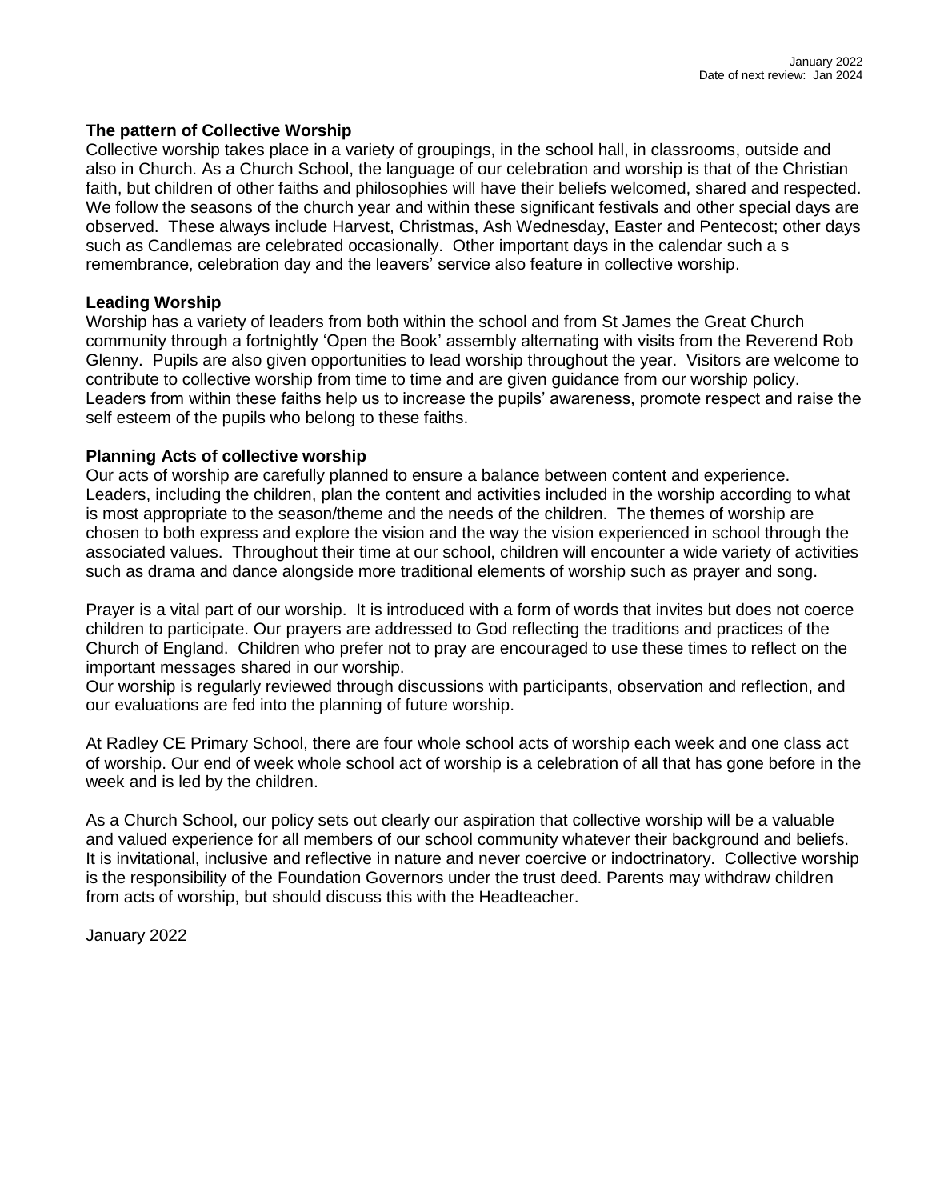**The pattern of Collective Worship**
Collective worship takes place in a variety of groupings, in the school hall, in classrooms, outside and also in Church. As a Church School, the language of our celebration and worship is that of the Christian faith, but children of other faiths and philosophies will have their beliefs welcomed, shared and respected. We follow the seasons of the church year and within these significant festivals and other special days are observed. These always include Harvest, Christmas, Ash Wednesday, Easter and Pentecost; other days such as Candlemas are celebrated occasionally. Other important days in the calendar such a s remembrance, celebration day and the leavers' service also feature in collective worship.

**Leading Worship**
Worship has a variety of leaders from both within the school and from St James the Great Church community through a fortnightly 'Open the Book' assembly alternating with visits from the Reverend Rob Glenny. Pupils are also given opportunities to lead worship throughout the year. Visitors are welcome to contribute to collective worship from time to time and are given guidance from our worship policy. Leaders from within these faiths help us to increase the pupils' awareness, promote respect and raise the self esteem of the pupils who belong to these faiths.

**Planning Acts of collective worship**
Our acts of worship are carefully planned to ensure a balance between content and experience. Leaders, including the children, plan the content and activities included in the worship according to what is most appropriate to the season/theme and the needs of the children. The themes of worship are chosen to both express and explore the vision and the way the vision experienced in school through the associated values. Throughout their time at our school, children will encounter a wide variety of activities such as drama and dance alongside more traditional elements of worship such as prayer and song.

Prayer is a vital part of our worship. It is introduced with a form of words that invites but does not coerce children to participate. Our prayers are addressed to God reflecting the traditions and practices of the Church of England. Children who prefer not to pray are encouraged to use these times to reflect on the important messages shared in our worship.
Our worship is regularly reviewed through discussions with participants, observation and reflection, and our evaluations are fed into the planning of future worship.

At Radley CE Primary School, there are four whole school acts of worship each week and one class act of worship. Our end of week whole school act of worship is a celebration of all that has gone before in the week and is led by the children.

As a Church School, our policy sets out clearly our aspiration that collective worship will be a valuable and valued experience for all members of our school community whatever their background and beliefs. It is invitational, inclusive and reflective in nature and never coercive or indoctrinatory. Collective worship is the responsibility of the Foundation Governors under the trust deed. Parents may withdraw children from acts of worship, but should discuss this with the Headteacher.

January 2022